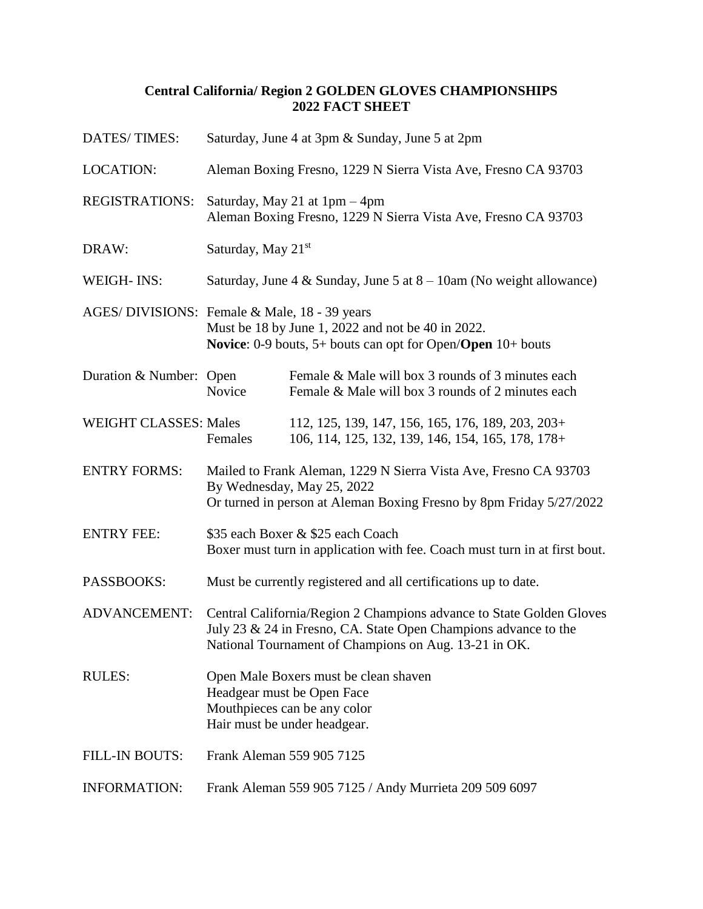# Central California/ Region 2 GOLDEN GLOVES CHAMPIONSHIPS
## 2022 FACT SHEET

| | | |
|---|---|---|
| DATES/ TIMES: | Saturday, June 4 at 3pm & Sunday, June 5 at 2pm | |
| LOCATION: | Aleman Boxing Fresno, 1229 N Sierra Vista Ave, Fresno CA 93703 | |
| REGISTRATIONS: | Saturday, May 21 at 1pm – 4pm<br>Aleman Boxing Fresno, 1229 N Sierra Vista Ave, Fresno CA 93703 | |
| DRAW: | Saturday, May 21st | |
| WEIGH- INS: | Saturday, June 4 & Sunday, June 5 at 8 – 10am (No weight allowance) | |
| AGES/ DIVISIONS: | Female & Male, 18 - 39 years<br>Must be 18 by June 1, 2022 and not be 40 in 2022.<br>**Novice**: 0-9 bouts, 5+ bouts can opt for Open/**Open** 10+ bouts | |
| Duration & Number: | Open | Female & Male will box 3 rounds of 3 minutes each |
| | Novice | Female & Male will box 3 rounds of 2 minutes each |
| WEIGHT CLASSES: | Males | 112, 125, 139, 147, 156, 165, 176, 189, 203, 203+ |
| | Females | 106, 114, 125, 132, 139, 146, 154, 165, 178, 178+ |
| ENTRY FORMS: | Mailed to Frank Aleman, 1229 N Sierra Vista Ave, Fresno CA 93703<br>By Wednesday, May 25, 2022<br>Or turned in person at Aleman Boxing Fresno by 8pm Friday 5/27/2022 | |
| ENTRY FEE: | \$35 each Boxer & \$25 each Coach<br>Boxer must turn in application with fee. Coach must turn in at first bout. | |
| PASSBOOKS: | Must be currently registered and all certifications up to date. | |
| ADVANCEMENT: | Central California/Region 2 Champions advance to State Golden Gloves July 23 & 24 in Fresno, CA. State Open Champions advance to the National Tournament of Champions on Aug. 13-21 in OK. | |
| RULES: | Open Male Boxers must be clean shaven<br>Headgear must be Open Face<br>Mouthpieces can be any color<br>Hair must be under headgear. | |
| FILL-IN BOUTS: | Frank Aleman 559 905 7125 | |
| INFORMATION: | Frank Aleman 559 905 7125 / Andy Murrieta 209 509 6097 | |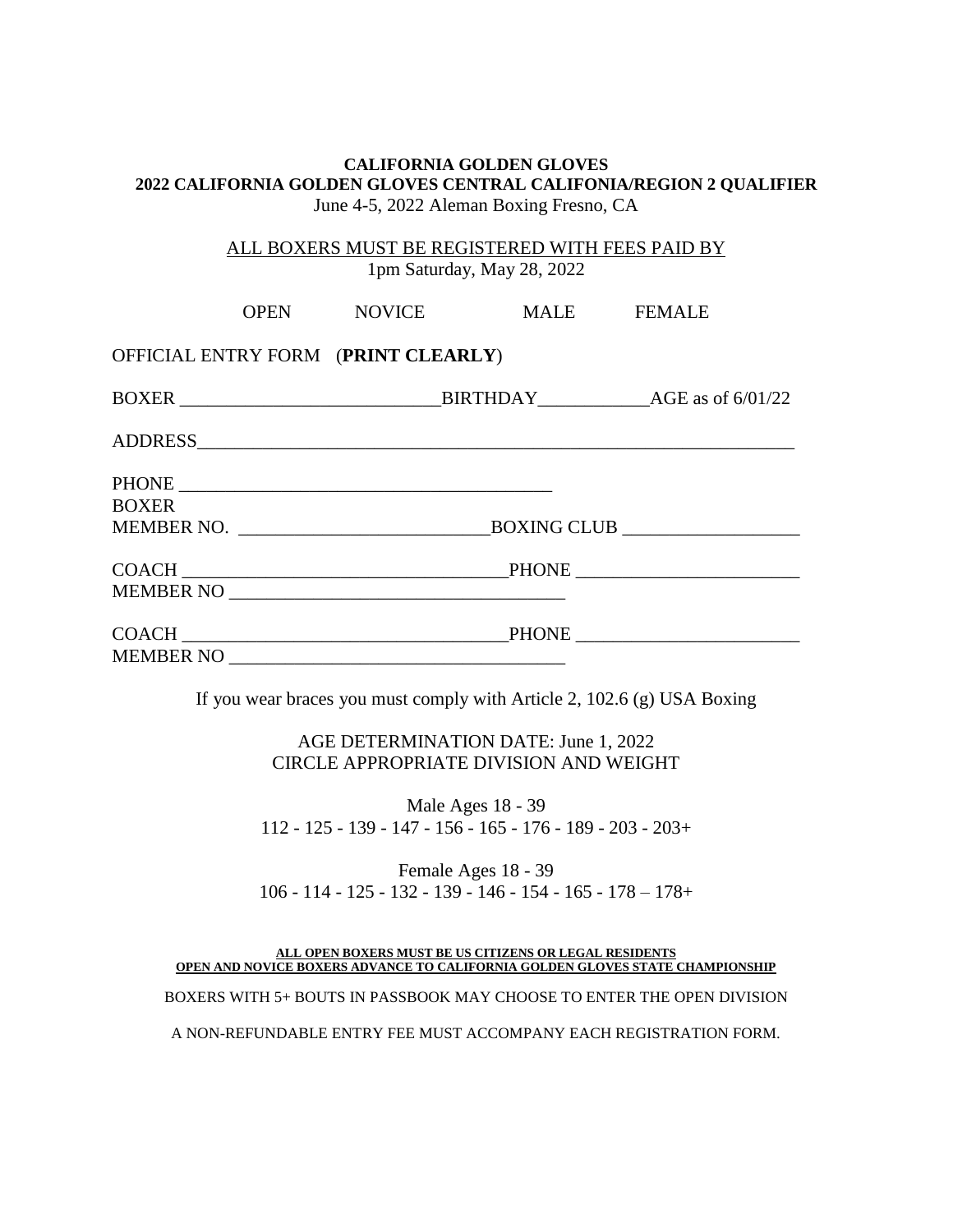**CALIFORNIA GOLDEN GLOVES**
**2022 CALIFORNIA GOLDEN GLOVES CENTRAL CALIFONIA/REGION 2 QUALIFIER**
June 4-5, 2022 Aleman Boxing Fresno, CA

ALL BOXERS MUST BE REGISTERED WITH FEES PAID BY
1pm Saturday, May 28, 2022

OPEN NOVICE MALE FEMALE

OFFICIAL ENTRY FORM (**PRINT CLEARLY**)

BOXER ____________________________BIRTHDAY____________AGE as of 6/01/22

ADDRESS_________________________________________________________________

PHONE ________________________________________
BOXER
MEMBER NO. __________________________BOXING CLUB ___________________

COACH ___________________________________PHONE ________________________
MEMBER NO ___________________________________

COACH ___________________________________PHONE ________________________
MEMBER NO ___________________________________

If you wear braces you must comply with Article 2, 102.6 (g) USA Boxing

AGE DETERMINATION DATE: June 1, 2022
CIRCLE APPROPRIATE DIVISION AND WEIGHT

Male Ages 18 - 39
112 - 125 - 139 - 147 - 156 - 165 - 176 - 189 - 203 - 203+

Female Ages 18 - 39
106 - 114 - 125 - 132 - 139 - 146 - 154 - 165 - 178 – 178+

**ALL OPEN BOXERS MUST BE US CITIZENS OR LEGAL RESIDENTS**
**OPEN AND NOVICE BOXERS ADVANCE TO CALIFORNIA GOLDEN GLOVES STATE CHAMPIONSHIP**

BOXERS WITH 5+ BOUTS IN PASSBOOK MAY CHOOSE TO ENTER THE OPEN DIVISION

A NON-REFUNDABLE ENTRY FEE MUST ACCOMPANY EACH REGISTRATION FORM.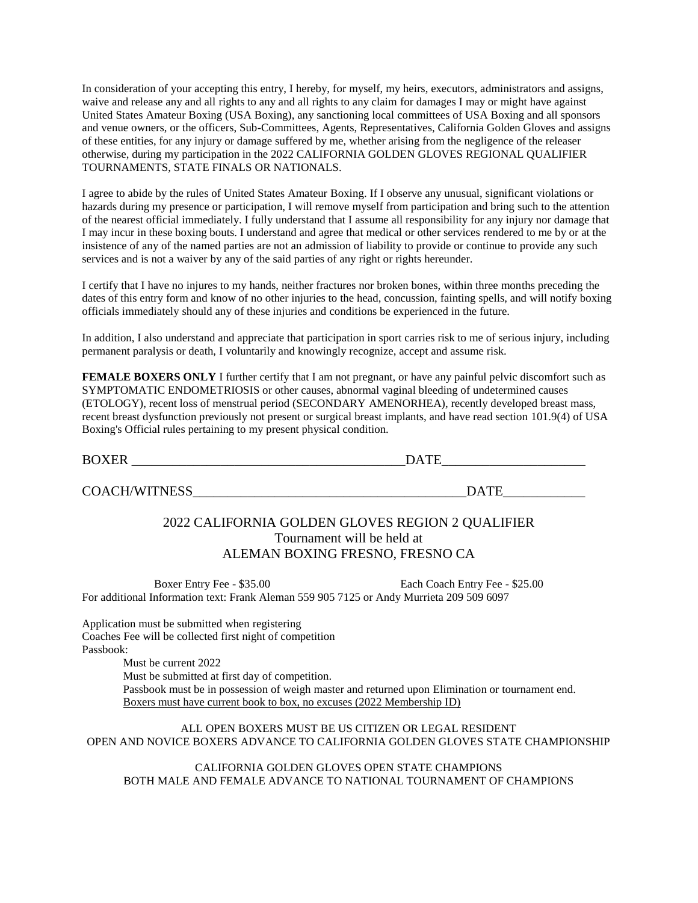In consideration of your accepting this entry, I hereby, for myself, my heirs, executors, administrators and assigns, waive and release any and all rights to any and all rights to any claim for damages I may or might have against United States Amateur Boxing (USA Boxing), any sanctioning local committees of USA Boxing and all sponsors and venue owners, or the officers, Sub-Committees, Agents, Representatives, California Golden Gloves and assigns of these entities, for any injury or damage suffered by me, whether arising from the negligence of the releaser otherwise, during my participation in the 2022 CALIFORNIA GOLDEN GLOVES REGIONAL QUALIFIER TOURNAMENTS, STATE FINALS OR NATIONALS.

I agree to abide by the rules of United States Amateur Boxing. If I observe any unusual, significant violations or hazards during my presence or participation, I will remove myself from participation and bring such to the attention of the nearest official immediately. I fully understand that I assume all responsibility for any injury nor damage that I may incur in these boxing bouts. I understand and agree that medical or other services rendered to me by or at the insistence of any of the named parties are not an admission of liability to provide or continue to provide any such services and is not a waiver by any of the said parties of any right or rights hereunder.

I certify that I have no injures to my hands, neither fractures nor broken bones, within three months preceding the dates of this entry form and know of no other injuries to the head, concussion, fainting spells, and will notify boxing officials immediately should any of these injuries and conditions be experienced in the future.

In addition, I also understand and appreciate that participation in sport carries risk to me of serious injury, including permanent paralysis or death, I voluntarily and knowingly recognize, accept and assume risk.

**FEMALE BOXERS ONLY** I further certify that I am not pregnant, or have any painful pelvic discomfort such as SYMPTOMATIC ENDOMETRIOSIS or other causes, abnormal vaginal bleeding of undetermined causes (ETOLOGY), recent loss of menstrual period (SECONDARY AMENORHEA), recently developed breast mass, recent breast dysfunction previously not present or surgical breast implants, and have read section 101.9(4) of USA Boxing's Official rules pertaining to my present physical condition.

BOXER ________________________________________ DATE_____________________

COACH/WITNESS________________________________________ DATE____________

## 2022 CALIFORNIA GOLDEN GLOVES REGION 2 QUALIFIER
Tournament will be held at
ALEMAN BOXING FRESNO, FRESNO CA

Boxer Entry Fee - $35.00 Each Coach Entry Fee - $25.00

For additional Information text: Frank Aleman 559 905 7125 or Andy Murrieta 209 509 6097

Application must be submitted when registering
Coaches Fee will be collected first night of competition
Passbook:

- Must be current 2022
- Must be submitted at first day of competition.
- Passbook must be in possession of weigh master and returned upon Elimination or tournament end.
- <u>Boxers must have current book to box, no excuses (2022 Membership ID)</u>

ALL OPEN BOXERS MUST BE US CITIZEN OR LEGAL RESIDENT
OPEN AND NOVICE BOXERS ADVANCE TO CALIFORNIA GOLDEN GLOVES STATE CHAMPIONSHIP

CALIFORNIA GOLDEN GLOVES OPEN STATE CHAMPIONS
BOTH MALE AND FEMALE ADVANCE TO NATIONAL TOURNAMENT OF CHAMPIONS